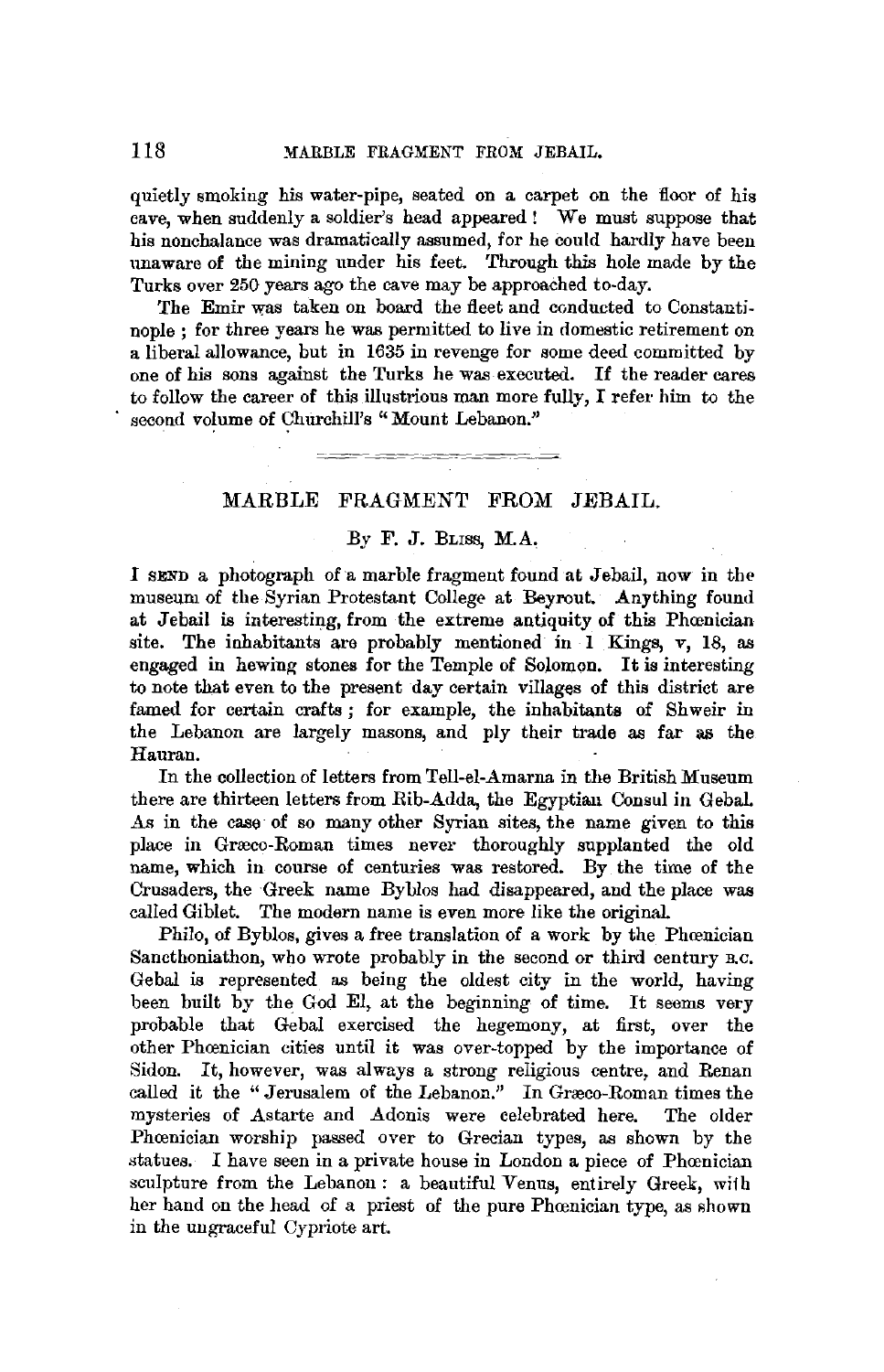quietly smoking his water-pipe, seated on a carpet on the floor of his cave, when suddenly a soldier's head appeared! We must suppose that his nonchalance was dramatically assumed, for he could hardly have been unaware of the mining under his feet. Through this hole made by the Turks over 250 years ago the cave may be approached to-day.

The Emir was taken on board the fleet and conducted to Constantinople; for three years he was permitted to live in domestic retirement on a liberal allowance, but in 1635 in revenge for some deed committed by one of his sons against the Turks he was executed. If the reader cares to follow the career of this illustrious man more fully, I refer him to the second volume of Churchill's "Mount Lebanon."

## MARBLE FRAGMENT FROM JEBAIL.

By F. J. Bliss, M.A.

I send a photograph of a marble fragment found at Jebail, now in the museum of the Syrian Protestant College at Beyrout. Anything found at Jebail is interesting, from the extreme antiquity of this Phœnician site. The inhabitants are probably mentioned in 1 Kings, v, 18, as engaged in hewing stones for the Temple of Solomon. It is interesting to note that even to the present day certain villages of this district are famed for certain crafts; for example, the inhabitants of Shweir in the Lebanon are largely masons, and ply their trade as far as the Hauran.

In the collection of letters from Tell-el-Amarna in the British Museum there are thirteen letters from Rib-Adda, the Egyptian Consul in Gebal. As in the case of so many other Syrian sites, the name given to this place in Græco-Roman times never thoroughly supplanted the old name, which in course of centuries was restored. By the time of the Crusaders, the Greek name Byblos had disappeared, and the place was called Giblet. The modern name is even more like the original.

Philo, of Byblos, gives a free translation of a work by the Phœnician Sancthoniathon, who wrote probably in the second or third century B.C. Gebal is represented as being the oldest city in the world, having been built by the God El, at the beginning of time. It seems very probable that Gebal exercised the hegemony, at first, over the other Phœnician cities until it was over-topped by the importance of Sidon. It, however, was always a strong religious centre, and Renan called it the "Jerusalem of the Lebanon." In Græco-Roman times the mysteries of Astarte and Adonis were celebrated here. The older Phœnician worship passed over to Grecian types, as shown by the statues. I have seen in a private house in London a piece of Phœnician sculpture from the Lebanon: a beautiful Venus, entirely Greek, with her hand on the head of a priest of the pure Phœnician type, as shown in the ungraceful Cypriote art.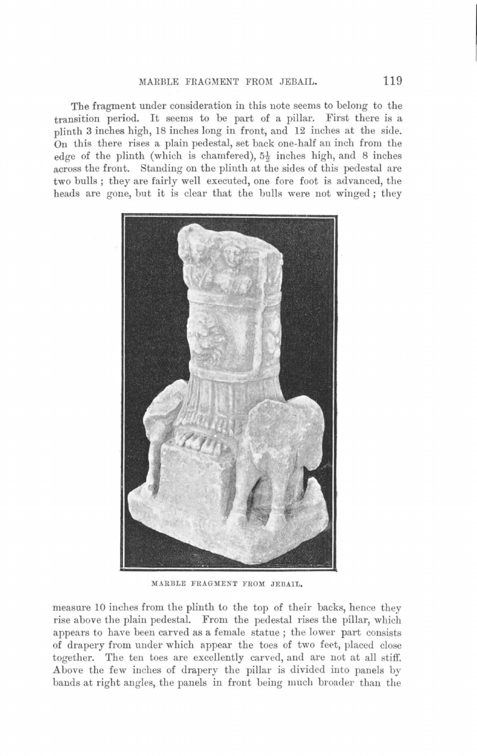The fragment under consideration in this note seems to belong to the transition period. It seems to be part of a pillar. First there is a plinth 3 inches high, 18 inches long in front, and 12 inches at the side. On this there rises a plain pedestal, set back one-half an inch from the edge of the plinth (which is chamfered), 5½ inches high, and 8 inches across the front. Standing on the plinth at the sides of this pedestal are two bulls; they are fairly well executed, one fore foot is advanced, the heads are gone, but it is clear that the bulls were not winged; they

MARBLE FRAGMENT FROM JEBAIL.

measure 10 inches from the plinth to the top of their backs, hence they rise above the plain pedestal. From the pedestal rises the pillar, which appears to have been carved as a female statue; the lower part consists of drapery from under which appear the toes of two feet, placed close together. The ten toes are excellently carved, and are not at all stiff. Above the few inches of drapery the pillar is divided into panels by bands at right angles, the panels in front being much broader than the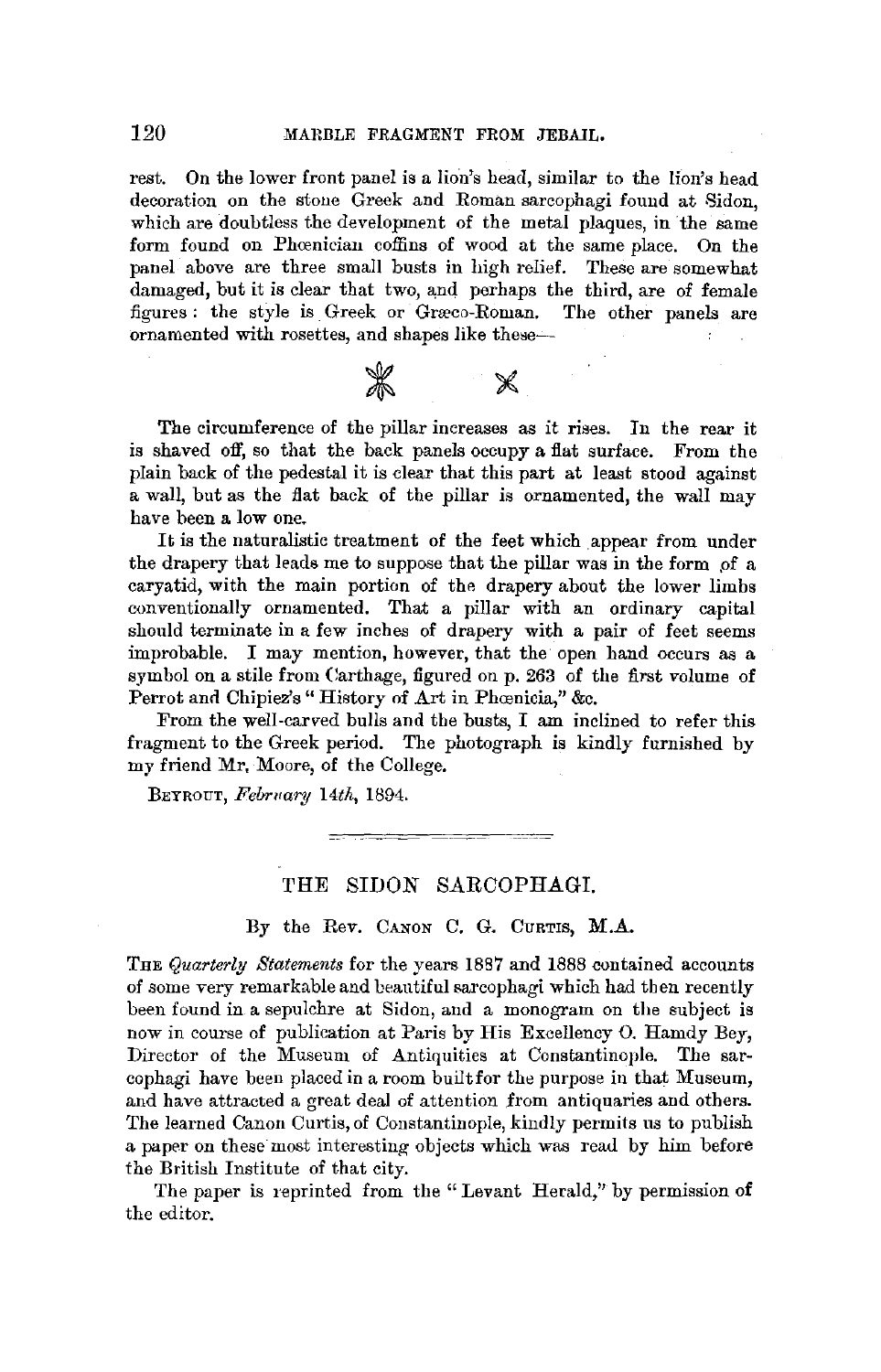rest. On the lower front panel is a lion's head, similar to the lion's head decoration on the stone Greek and Roman sarcophagi found at Sidon, which are doubtless the development of the metal plaques, in the same form found on Phœnician coffins of wood at the same place. On the panel above are three small busts in high relief. These are somewhat damaged, but it is clear that two, and perhaps the third, are of female figures: the style is Greek or Græco-Roman. The other panels are ornamented with rosettes, and shapes like these—

❋ ✕

The circumference of the pillar increases as it rises. In the rear it is shaved off, so that the back panels occupy a flat surface. From the plain back of the pedestal it is clear that this part at least stood against a wall, but as the flat back of the pillar is ornamented, the wall may have been a low one.

It is the naturalistic treatment of the feet which appear from under the drapery that leads me to suppose that the pillar was in the form of a caryatid, with the main portion of the drapery about the lower limbs conventionally ornamented. That a pillar with an ordinary capital should terminate in a few inches of drapery with a pair of feet seems improbable. I may mention, however, that the open hand occurs as a symbol on a stile from Carthage, figured on p. 263 of the first volume of Perrot and Chipiez's "History of Art in Phœnicia," &c.

From the well-carved bulls and the busts, I am inclined to refer this fragment to the Greek period. The photograph is kindly furnished by my friend Mr. Moore, of the College.

BEYROUT, *February 14th*, 1894.

---

## THE SIDON SARCOPHAGI.

By the Rev. CANON C. G. CURTIS, M.A.

THE *Quarterly Statements* for the years 1887 and 1888 contained accounts of some very remarkable and beautiful sarcophagi which had then recently been found in a sepulchre at Sidon, and a monogram on the subject is now in course of publication at Paris by His Excellency O. Hamdy Bey, Director of the Museum of Antiquities at Constantinople. The sarcophagi have been placed in a room built for the purpose in that Museum, and have attracted a great deal of attention from antiquaries and others. The learned Canon Curtis, of Constantinople, kindly permits us to publish a paper on these most interesting objects which was read by him before the British Institute of that city.

The paper is reprinted from the "Levant Herald," by permission of the editor.